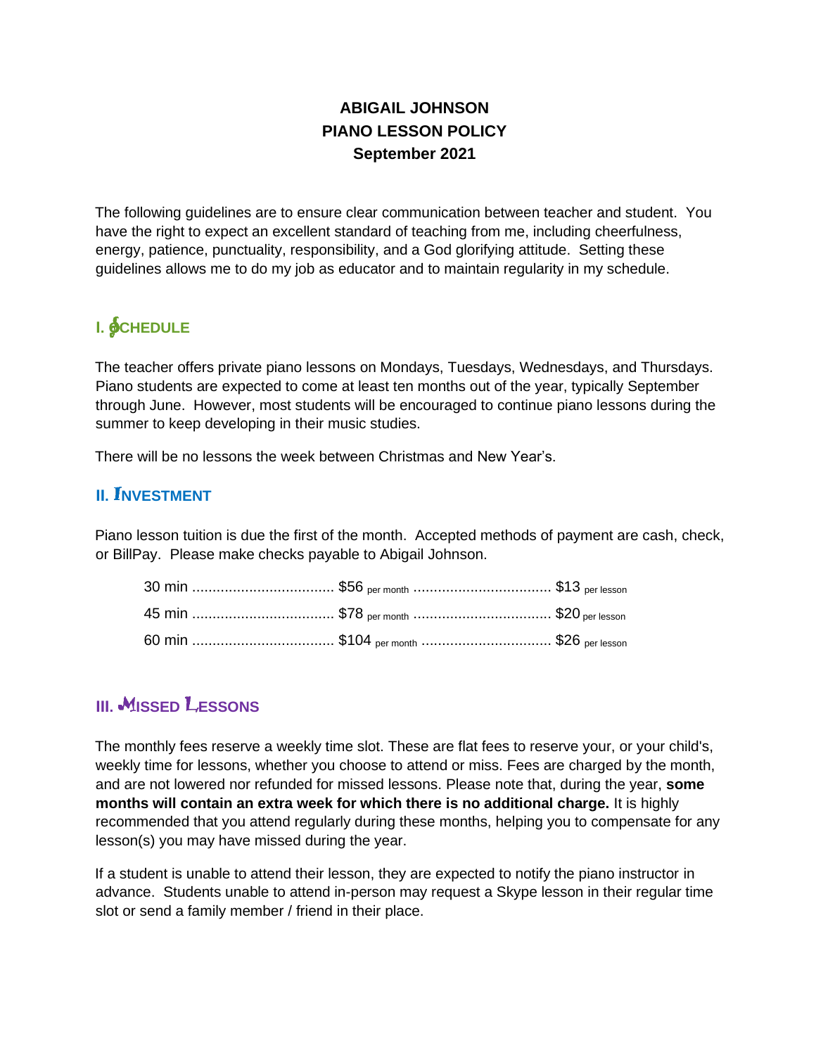# ABIGAIL JOHNSON
# PIANO LESSON POLICY
# September 2021

The following guidelines are to ensure clear communication between teacher and student. You have the right to expect an excellent standard of teaching from me, including cheerfulness, energy, patience, punctuality, responsibility, and a God glorifying attitude. Setting these guidelines allows me to do my job as educator and to maintain regularity in my schedule.

## I. SCHEDULE

The teacher offers private piano lessons on Mondays, Tuesdays, Wednesdays, and Thursdays. Piano students are expected to come at least ten months out of the year, typically September through June. However, most students will be encouraged to continue piano lessons during the summer to keep developing in their music studies.

There will be no lessons the week between Christmas and New Year's.

## II. INVESTMENT

Piano lesson tuition is due the first of the month. Accepted methods of payment are cash, check, or BillPay. Please make checks payable to Abigail Johnson.

| Length | Per month | Per lesson |
|---|---|---|
| 30 min | $56 per month | $13 per lesson |
| 45 min | $78 per month | $20 per lesson |
| 60 min | $104 per month | $26 per lesson |

## III. MISSED LESSONS

The monthly fees reserve a weekly time slot. These are flat fees to reserve your, or your child's, weekly time for lessons, whether you choose to attend or miss. Fees are charged by the month, and are not lowered nor refunded for missed lessons. Please note that, during the year, **some months will contain an extra week for which there is no additional charge.** It is highly recommended that you attend regularly during these months, helping you to compensate for any lesson(s) you may have missed during the year.

If a student is unable to attend their lesson, they are expected to notify the piano instructor in advance. Students unable to attend in-person may request a Skype lesson in their regular time slot or send a family member / friend in their place.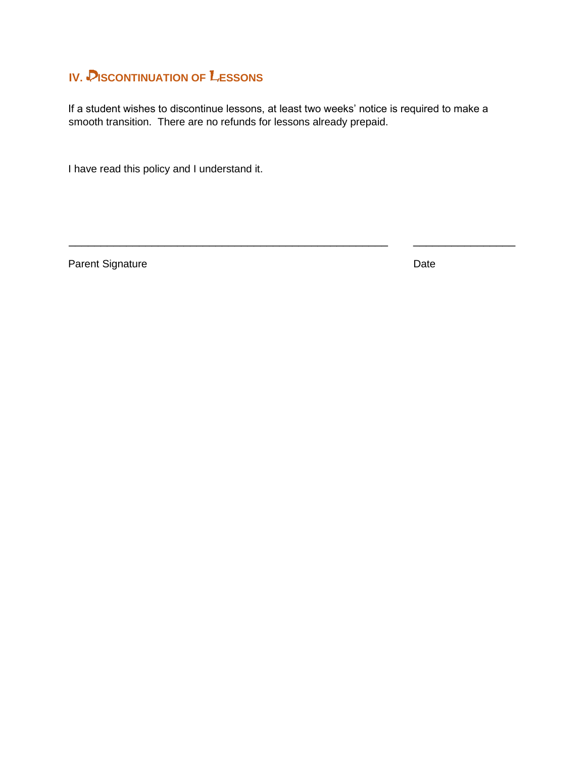## IV. DISCONTINUATION OF LESSONS

If a student wishes to discontinue lessons, at least two weeks' notice is required to make a smooth transition. There are no refunds for lessons already prepaid.

I have read this policy and I understand it.

_______________________________________________________ _________________

Parent Signature Date